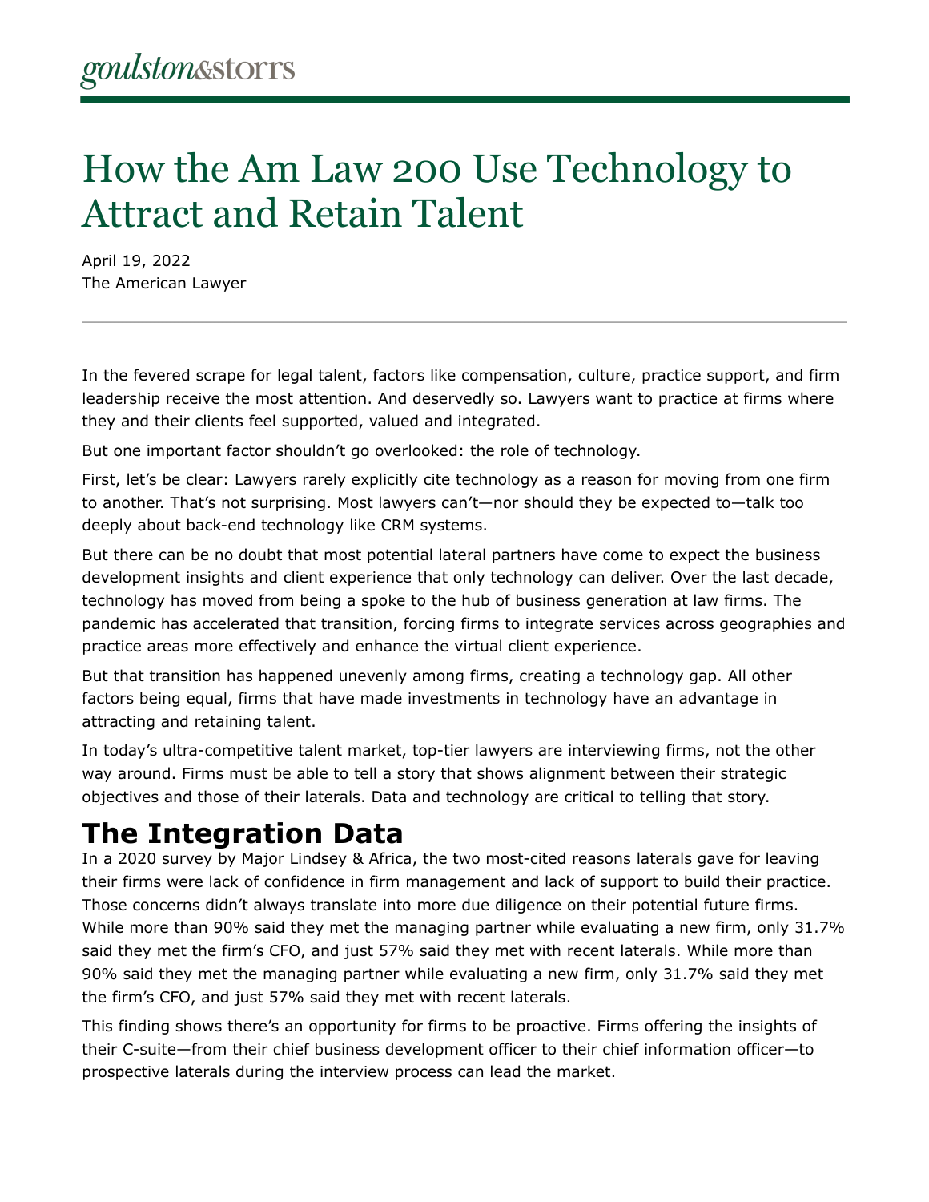goulston&storrs

# How the Am Law 200 Use Technology to Attract and Retain Talent

April 19, 2022
The American Lawyer

In the fevered scrape for legal talent, factors like compensation, culture, practice support, and firm leadership receive the most attention. And deservedly so. Lawyers want to practice at firms where they and their clients feel supported, valued and integrated.

But one important factor shouldn't go overlooked: the role of technology.

First, let's be clear: Lawyers rarely explicitly cite technology as a reason for moving from one firm to another. That's not surprising. Most lawyers can't—nor should they be expected to—talk too deeply about back-end technology like CRM systems.

But there can be no doubt that most potential lateral partners have come to expect the business development insights and client experience that only technology can deliver. Over the last decade, technology has moved from being a spoke to the hub of business generation at law firms. The pandemic has accelerated that transition, forcing firms to integrate services across geographies and practice areas more effectively and enhance the virtual client experience.

But that transition has happened unevenly among firms, creating a technology gap. All other factors being equal, firms that have made investments in technology have an advantage in attracting and retaining talent.

In today's ultra-competitive talent market, top-tier lawyers are interviewing firms, not the other way around. Firms must be able to tell a story that shows alignment between their strategic objectives and those of their laterals. Data and technology are critical to telling that story.

## The Integration Data

In a 2020 survey by Major Lindsey & Africa, the two most-cited reasons laterals gave for leaving their firms were lack of confidence in firm management and lack of support to build their practice. Those concerns didn't always translate into more due diligence on their potential future firms. While more than 90% said they met the managing partner while evaluating a new firm, only 31.7% said they met the firm's CFO, and just 57% said they met with recent laterals. While more than 90% said they met the managing partner while evaluating a new firm, only 31.7% said they met the firm's CFO, and just 57% said they met with recent laterals.

This finding shows there's an opportunity for firms to be proactive. Firms offering the insights of their C-suite—from their chief business development officer to their chief information officer—to prospective laterals during the interview process can lead the market.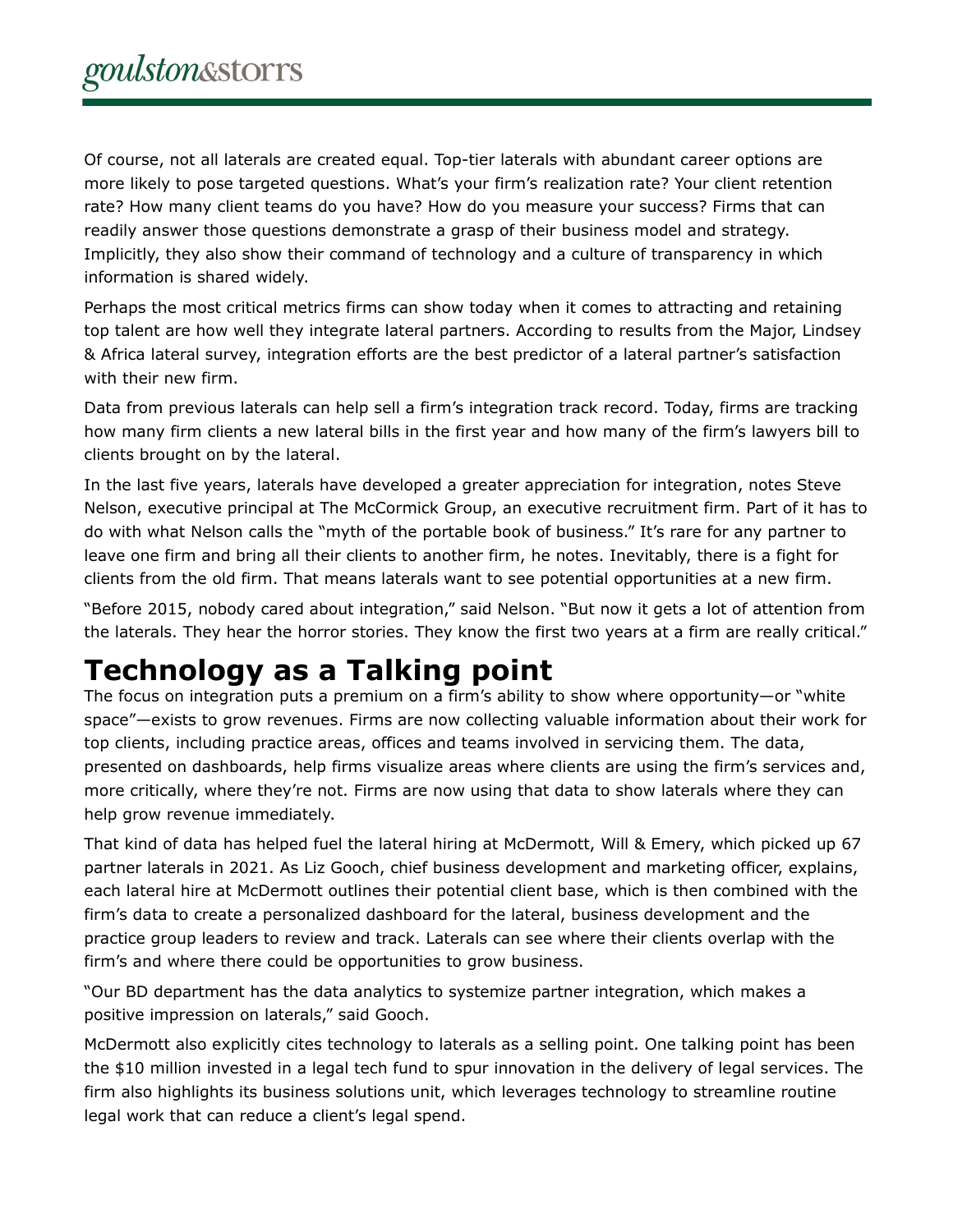Of course, not all laterals are created equal. Top-tier laterals with abundant career options are more likely to pose targeted questions. What's your firm's realization rate? Your client retention rate? How many client teams do you have? How do you measure your success? Firms that can readily answer those questions demonstrate a grasp of their business model and strategy. Implicitly, they also show their command of technology and a culture of transparency in which information is shared widely.

Perhaps the most critical metrics firms can show today when it comes to attracting and retaining top talent are how well they integrate lateral partners. According to results from the Major, Lindsey & Africa lateral survey, integration efforts are the best predictor of a lateral partner's satisfaction with their new firm.

Data from previous laterals can help sell a firm's integration track record. Today, firms are tracking how many firm clients a new lateral bills in the first year and how many of the firm's lawyers bill to clients brought on by the lateral.

In the last five years, laterals have developed a greater appreciation for integration, notes Steve Nelson, executive principal at The McCormick Group, an executive recruitment firm. Part of it has to do with what Nelson calls the "myth of the portable book of business." It's rare for any partner to leave one firm and bring all their clients to another firm, he notes. Inevitably, there is a fight for clients from the old firm. That means laterals want to see potential opportunities at a new firm.

"Before 2015, nobody cared about integration," said Nelson. "But now it gets a lot of attention from the laterals. They hear the horror stories. They know the first two years at a firm are really critical."

## Technology as a Talking point

The focus on integration puts a premium on a firm's ability to show where opportunity—or "white space"—exists to grow revenues. Firms are now collecting valuable information about their work for top clients, including practice areas, offices and teams involved in servicing them. The data, presented on dashboards, help firms visualize areas where clients are using the firm's services and, more critically, where they're not. Firms are now using that data to show laterals where they can help grow revenue immediately.

That kind of data has helped fuel the lateral hiring at McDermott, Will & Emery, which picked up 67 partner laterals in 2021. As Liz Gooch, chief business development and marketing officer, explains, each lateral hire at McDermott outlines their potential client base, which is then combined with the firm's data to create a personalized dashboard for the lateral, business development and the practice group leaders to review and track. Laterals can see where their clients overlap with the firm's and where there could be opportunities to grow business.

"Our BD department has the data analytics to systemize partner integration, which makes a positive impression on laterals," said Gooch.

McDermott also explicitly cites technology to laterals as a selling point. One talking point has been the $10 million invested in a legal tech fund to spur innovation in the delivery of legal services. The firm also highlights its business solutions unit, which leverages technology to streamline routine legal work that can reduce a client's legal spend.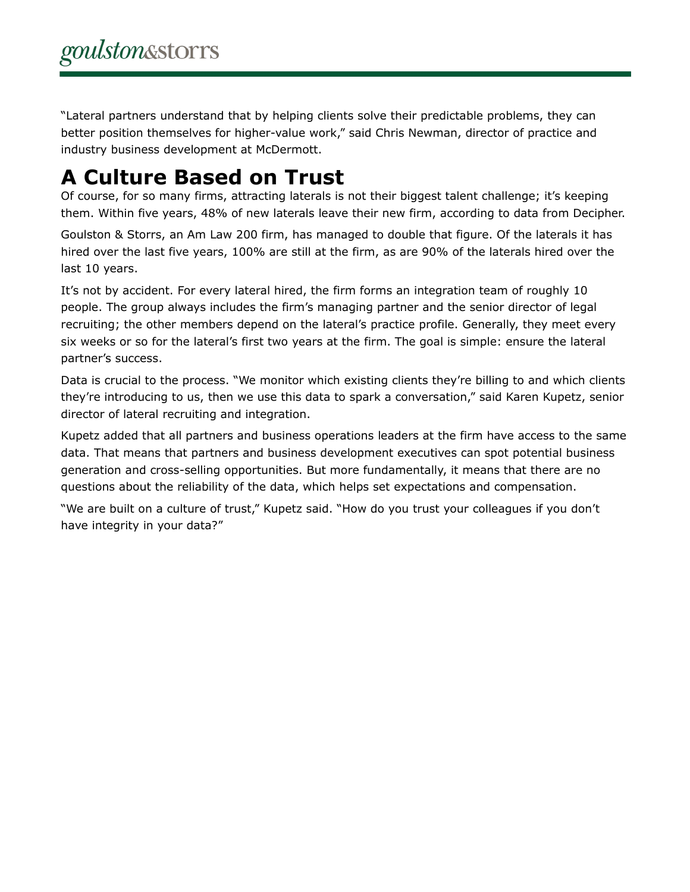"Lateral partners understand that by helping clients solve their predictable problems, they can better position themselves for higher-value work," said Chris Newman, director of practice and industry business development at McDermott.

## A Culture Based on Trust

Of course, for so many firms, attracting laterals is not their biggest talent challenge; it's keeping them. Within five years, 48% of new laterals leave their new firm, according to data from Decipher.

Goulston & Storrs, an Am Law 200 firm, has managed to double that figure. Of the laterals it has hired over the last five years, 100% are still at the firm, as are 90% of the laterals hired over the last 10 years.

It's not by accident. For every lateral hired, the firm forms an integration team of roughly 10 people. The group always includes the firm's managing partner and the senior director of legal recruiting; the other members depend on the lateral's practice profile. Generally, they meet every six weeks or so for the lateral's first two years at the firm. The goal is simple: ensure the lateral partner's success.

Data is crucial to the process. "We monitor which existing clients they're billing to and which clients they're introducing to us, then we use this data to spark a conversation," said Karen Kupetz, senior director of lateral recruiting and integration.

Kupetz added that all partners and business operations leaders at the firm have access to the same data. That means that partners and business development executives can spot potential business generation and cross-selling opportunities. But more fundamentally, it means that there are no questions about the reliability of the data, which helps set expectations and compensation.

"We are built on a culture of trust," Kupetz said. "How do you trust your colleagues if you don't have integrity in your data?"